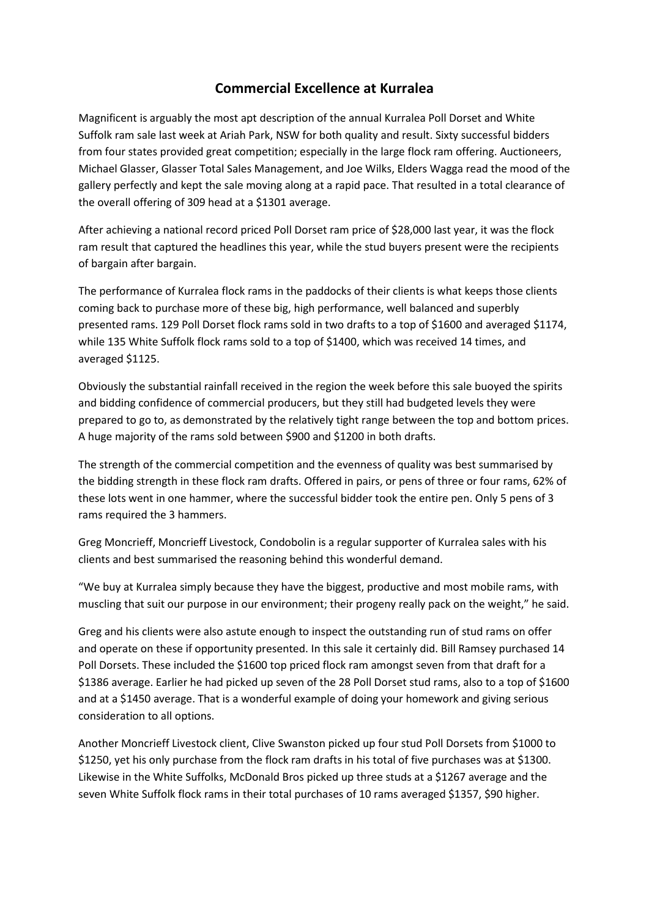# Commercial Excellence at Kurralea

Magnificent is arguably the most apt description of the annual Kurralea Poll Dorset and White Suffolk ram sale last week at Ariah Park, NSW for both quality and result. Sixty successful bidders from four states provided great competition; especially in the large flock ram offering. Auctioneers, Michael Glasser, Glasser Total Sales Management, and Joe Wilks, Elders Wagga read the mood of the gallery perfectly and kept the sale moving along at a rapid pace. That resulted in a total clearance of the overall offering of 309 head at a $1301 average.

After achieving a national record priced Poll Dorset ram price of $28,000 last year, it was the flock ram result that captured the headlines this year, while the stud buyers present were the recipients of bargain after bargain.

The performance of Kurralea flock rams in the paddocks of their clients is what keeps those clients coming back to purchase more of these big, high performance, well balanced and superbly presented rams. 129 Poll Dorset flock rams sold in two drafts to a top of $1600 and averaged $1174, while 135 White Suffolk flock rams sold to a top of $1400, which was received 14 times, and averaged $1125.

Obviously the substantial rainfall received in the region the week before this sale buoyed the spirits and bidding confidence of commercial producers, but they still had budgeted levels they were prepared to go to, as demonstrated by the relatively tight range between the top and bottom prices. A huge majority of the rams sold between $900 and $1200 in both drafts.

The strength of the commercial competition and the evenness of quality was best summarised by the bidding strength in these flock ram drafts. Offered in pairs, or pens of three or four rams, 62% of these lots went in one hammer, where the successful bidder took the entire pen. Only 5 pens of 3 rams required the 3 hammers.

Greg Moncrieff, Moncrieff Livestock, Condobolin is a regular supporter of Kurralea sales with his clients and best summarised the reasoning behind this wonderful demand.

"We buy at Kurralea simply because they have the biggest, productive and most mobile rams, with muscling that suit our purpose in our environment; their progeny really pack on the weight," he said.

Greg and his clients were also astute enough to inspect the outstanding run of stud rams on offer and operate on these if opportunity presented. In this sale it certainly did. Bill Ramsey purchased 14 Poll Dorsets. These included the $1600 top priced flock ram amongst seven from that draft for a $1386 average. Earlier he had picked up seven of the 28 Poll Dorset stud rams, also to a top of $1600 and at a $1450 average. That is a wonderful example of doing your homework and giving serious consideration to all options.

Another Moncrieff Livestock client, Clive Swanston picked up four stud Poll Dorsets from $1000 to $1250, yet his only purchase from the flock ram drafts in his total of five purchases was at $1300. Likewise in the White Suffolks, McDonald Bros picked up three studs at a $1267 average and the seven White Suffolk flock rams in their total purchases of 10 rams averaged $1357, $90 higher.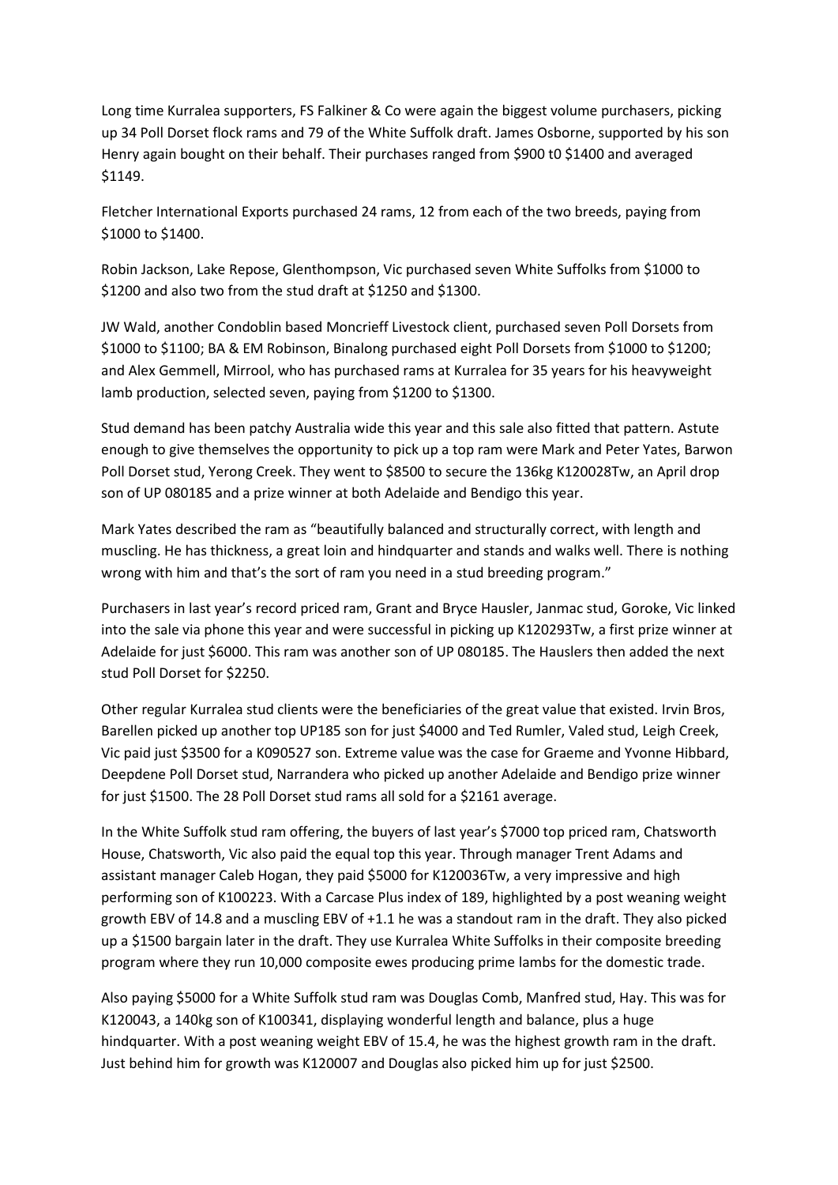Long time Kurralea supporters, FS Falkiner & Co were again the biggest volume purchasers, picking up 34 Poll Dorset flock rams and 79 of the White Suffolk draft. James Osborne, supported by his son Henry again bought on their behalf. Their purchases ranged from $900 t0 $1400 and averaged $1149.

Fletcher International Exports purchased 24 rams, 12 from each of the two breeds, paying from $1000 to $1400.

Robin Jackson, Lake Repose, Glenthompson, Vic purchased seven White Suffolks from $1000 to $1200 and also two from the stud draft at $1250 and $1300.

JW Wald, another Condoblin based Moncrieff Livestock client, purchased seven Poll Dorsets from $1000 to $1100; BA & EM Robinson, Binalong purchased eight Poll Dorsets from $1000 to $1200; and Alex Gemmell, Mirrool, who has purchased rams at Kurralea for 35 years for his heavyweight lamb production, selected seven, paying from $1200 to $1300.

Stud demand has been patchy Australia wide this year and this sale also fitted that pattern. Astute enough to give themselves the opportunity to pick up a top ram were Mark and Peter Yates, Barwon Poll Dorset stud, Yerong Creek. They went to $8500 to secure the 136kg K120028Tw, an April drop son of UP 080185 and a prize winner at both Adelaide and Bendigo this year.

Mark Yates described the ram as "beautifully balanced and structurally correct, with length and muscling. He has thickness, a great loin and hindquarter and stands and walks well. There is nothing wrong with him and that's the sort of ram you need in a stud breeding program."

Purchasers in last year's record priced ram, Grant and Bryce Hausler, Janmac stud, Goroke, Vic linked into the sale via phone this year and were successful in picking up K120293Tw, a first prize winner at Adelaide for just $6000. This ram was another son of UP 080185. The Hauslers then added the next stud Poll Dorset for $2250.

Other regular Kurralea stud clients were the beneficiaries of the great value that existed. Irvin Bros, Barellen picked up another top UP185 son for just $4000 and Ted Rumler, Valed stud, Leigh Creek, Vic paid just $3500 for a K090527 son. Extreme value was the case for Graeme and Yvonne Hibbard, Deepdene Poll Dorset stud, Narrandera who picked up another Adelaide and Bendigo prize winner for just $1500. The 28 Poll Dorset stud rams all sold for a $2161 average.

In the White Suffolk stud ram offering, the buyers of last year's $7000 top priced ram, Chatsworth House, Chatsworth, Vic also paid the equal top this year. Through manager Trent Adams and assistant manager Caleb Hogan, they paid $5000 for K120036Tw, a very impressive and high performing son of K100223. With a Carcase Plus index of 189, highlighted by a post weaning weight growth EBV of 14.8 and a muscling EBV of +1.1 he was a standout ram in the draft. They also picked up a $1500 bargain later in the draft. They use Kurralea White Suffolks in their composite breeding program where they run 10,000 composite ewes producing prime lambs for the domestic trade.

Also paying $5000 for a White Suffolk stud ram was Douglas Comb, Manfred stud, Hay. This was for K120043, a 140kg son of K100341, displaying wonderful length and balance, plus a huge hindquarter. With a post weaning weight EBV of 15.4, he was the highest growth ram in the draft. Just behind him for growth was K120007 and Douglas also picked him up for just $2500.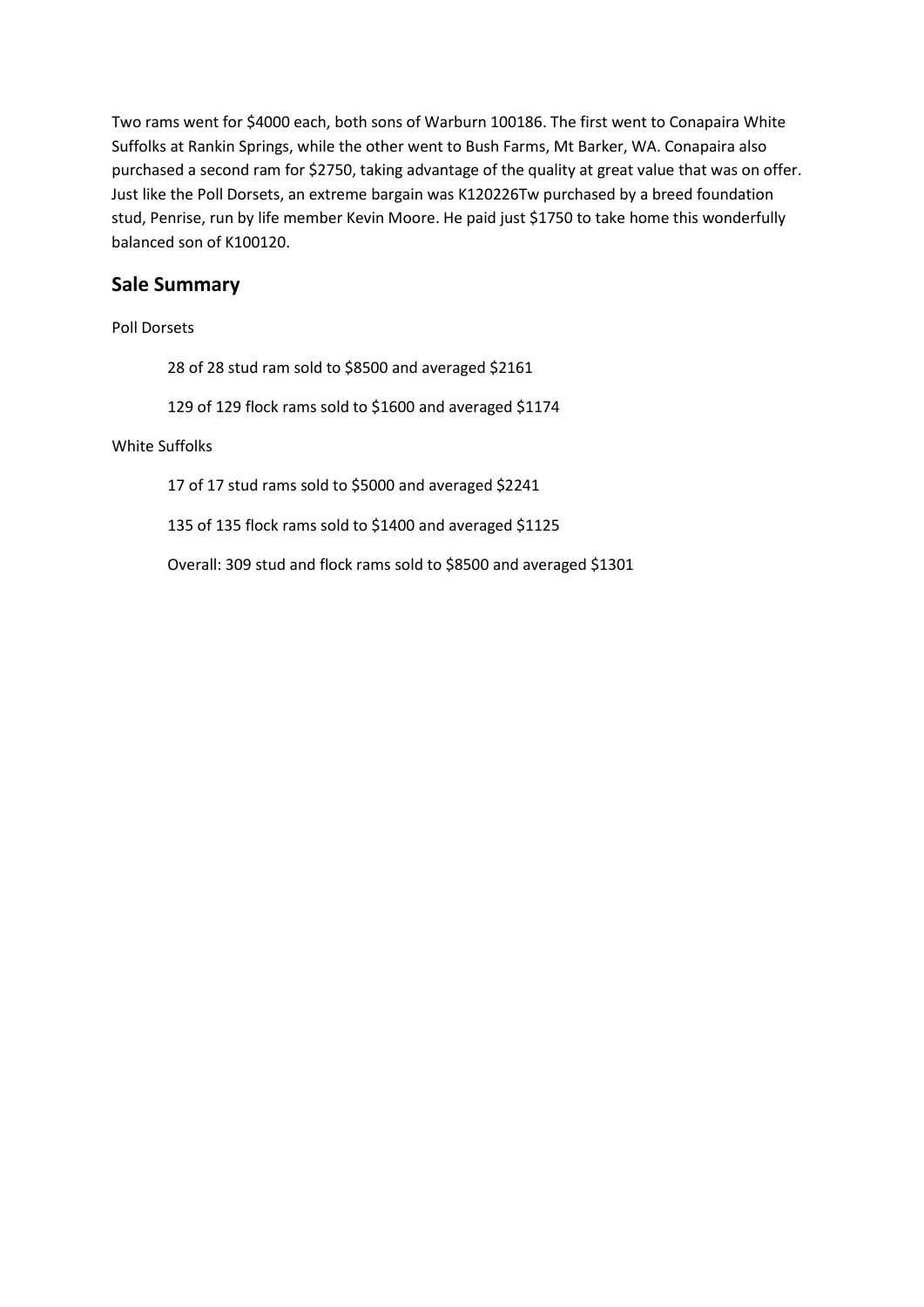Two rams went for $4000 each, both sons of Warburn 100186. The first went to Conapaira White Suffolks at Rankin Springs, while the other went to Bush Farms, Mt Barker, WA. Conapaira also purchased a second ram for $2750, taking advantage of the quality at great value that was on offer. Just like the Poll Dorsets, an extreme bargain was K120226Tw purchased by a breed foundation stud, Penrise, run by life member Kevin Moore. He paid just $1750 to take home this wonderfully balanced son of K100120.

## Sale Summary

Poll Dorsets

> 28 of 28 stud ram sold to $8500 and averaged $2161
>
> 129 of 129 flock rams sold to $1600 and averaged $1174

White Suffolks

> 17 of 17 stud rams sold to $5000 and averaged $2241
>
> 135 of 135 flock rams sold to $1400 and averaged $1125
>
> Overall: 309 stud and flock rams sold to $8500 and averaged $1301